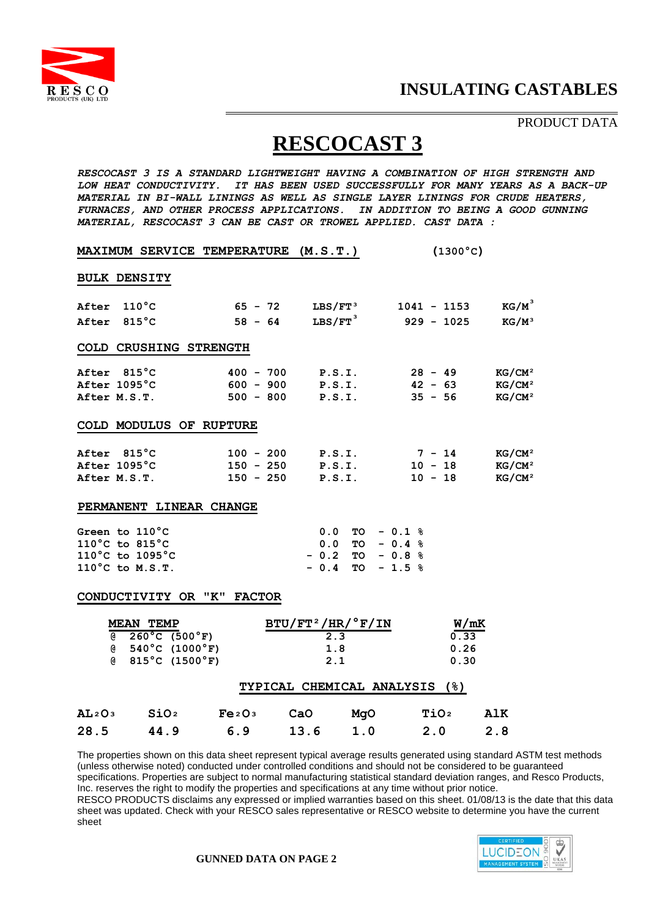RESCO PRODUCTS (UK) LTD

# INSULATING CASTABLES

PRODUCT DATA

# RESCOCAST 3

*RESCOCAST 3 IS A STANDARD LIGHTWEIGHT HAVING A COMBINATION OF HIGH STRENGTH AND LOW HEAT CONDUCTIVITY. IT HAS BEEN USED SUCCESSFULLY FOR MANY YEARS AS A BACK-UP MATERIAL IN BI-WALL LININGS AS WELL AS SINGLE LAYER LININGS FOR CRUDE HEATERS, FURNACES, AND OTHER PROCESS APPLICATIONS. IN ADDITION TO BEING A GOOD GUNNING MATERIAL, RESCOCAST 3 CAN BE CAST OR TROWEL APPLIED. CAST DATA :*

**MAXIMUM SERVICE TEMPERATURE (M.S.T.)** (1300°C)

**BULK DENSITY**

| | | | | |
|---|---|---|---|---|
| After 110°C | 65 - 72 | LBS/FT³ | 1041 - 1153 | KG/M³ |
| After 815°C | 58 - 64 | LBS/FT³ | 929 - 1025 | KG/M³ |

**COLD CRUSHING STRENGTH**

| | | | | |
|---|---|---|---|---|
| After 815°C | 400 - 700 | P.S.I. | 28 - 49 | KG/CM² |
| After 1095°C | 600 - 900 | P.S.I. | 42 - 63 | KG/CM² |
| After M.S.T. | 500 - 800 | P.S.I. | 35 - 56 | KG/CM² |

**COLD MODULUS OF RUPTURE**

| | | | | |
|---|---|---|---|---|
| After 815°C | 100 - 200 | P.S.I. | 7 - 14 | KG/CM² |
| After 1095°C | 150 - 250 | P.S.I. | 10 - 18 | KG/CM² |
| After M.S.T. | 150 - 250 | P.S.I. | 10 - 18 | KG/CM² |

**PERMANENT LINEAR CHANGE**

| | |
|---|---|
| Green to 110°C | 0.0 TO - 0.1 % |
| 110°C to 815°C | 0.0 TO - 0.4 % |
| 110°C to 1095°C | - 0.2 TO - 0.8 % |
| 110°C to M.S.T. | - 0.4 TO - 1.5 % |

**CONDUCTIVITY OR "K" FACTOR**

| MEAN TEMP | BTU/FT²/HR/°F/IN | W/mK |
|---|---|---|
| @ 260°C (500°F) | 2.3 | 0.33 |
| @ 540°C (1000°F) | 1.8 | 0.26 |
| @ 815°C (1500°F) | 2.1 | 0.30 |

**TYPICAL CHEMICAL ANALYSIS (%)**

| $AL_2O_3$ | $SiO_2$ | $Fe_2O_3$ | CaO | MgO | $TiO_2$ | AlK |
|---|---|---|---|---|---|---|
| 28.5 | 44.9 | 6.9 | 13.6 | 1.0 | 2.0 | 2.8 |

The properties shown on this data sheet represent typical average results generated using standard ASTM test methods (unless otherwise noted) conducted under controlled conditions and should not be considered to be guaranteed specifications. Properties are subject to normal manufacturing statistical standard deviation ranges, and Resco Products, Inc. reserves the right to modify the properties and specifications at any time without prior notice.
RESCO PRODUCTS disclaims any expressed or implied warranties based on this sheet. 01/08/13 is the date that this data sheet was updated. Check with your RESCO sales representative or RESCO website to determine you have the current sheet

**GUNNED DATA ON PAGE 2**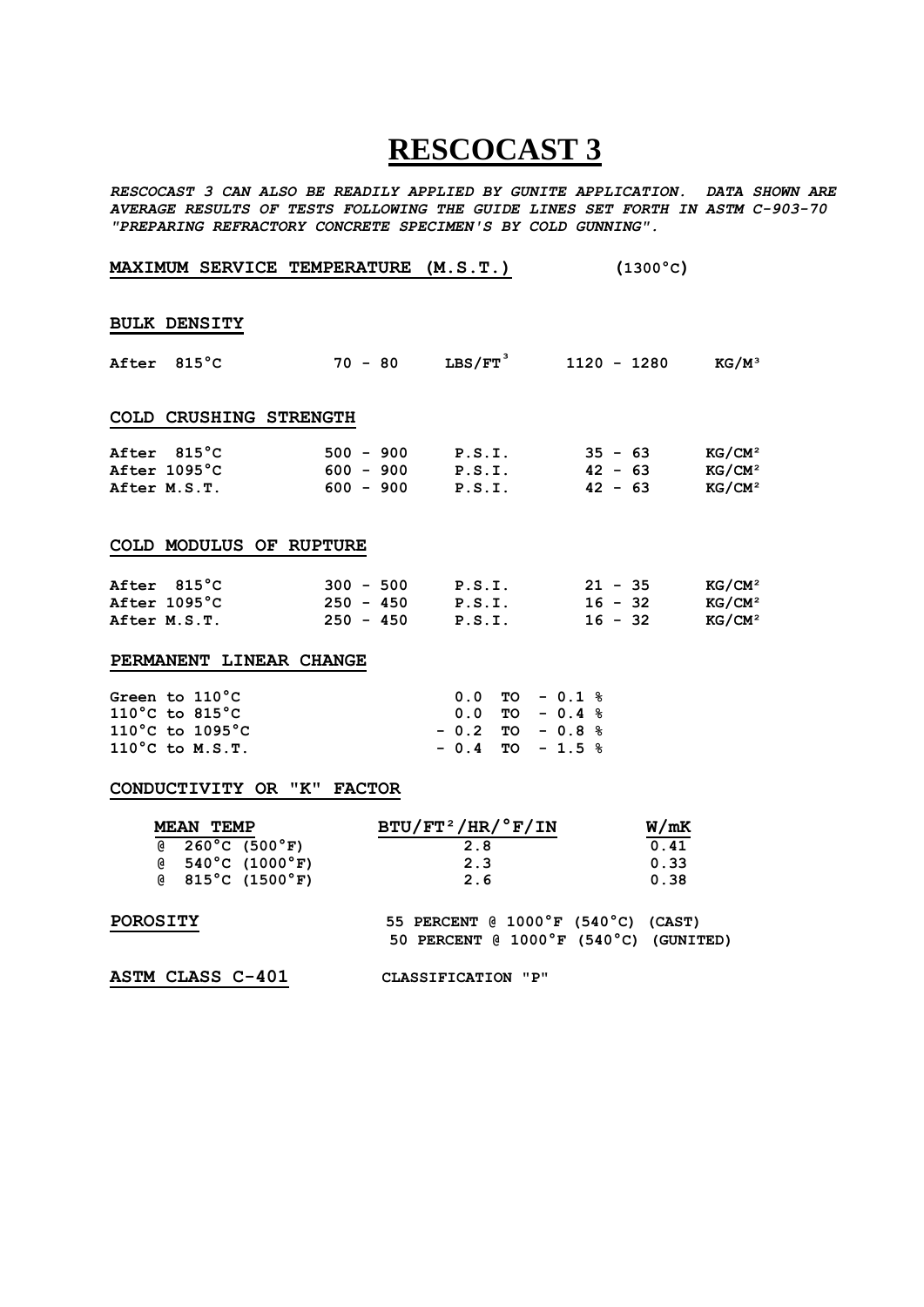# RESCOCAST 3

*RESCOCAST 3 CAN ALSO BE READILY APPLIED BY GUNITE APPLICATION. DATA SHOWN ARE AVERAGE RESULTS OF TESTS FOLLOWING THE GUIDE LINES SET FORTH IN ASTM C-903-70 "PREPARING REFRACTORY CONCRETE SPECIMEN'S BY COLD GUNNING".*

**MAXIMUM SERVICE TEMPERATURE (M.S.T.)** (1300°C)

**BULK DENSITY**

| | | | | |
|---|---|---|---|---|
| After 815°C | 70 - 80 | $LBS/FT^3$ | 1120 - 1280 | $KG/M^3$ |

**COLD CRUSHING STRENGTH**

| | | | | |
|---|---|---|---|---|
| After 815°C | 500 - 900 | P.S.I. | 35 - 63 | $KG/CM^2$ |
| After 1095°C | 600 - 900 | P.S.I. | 42 - 63 | $KG/CM^2$ |
| After M.S.T. | 600 - 900 | P.S.I. | 42 - 63 | $KG/CM^2$ |

**COLD MODULUS OF RUPTURE**

| | | | | |
|---|---|---|---|---|
| After 815°C | 300 - 500 | P.S.I. | 21 - 35 | $KG/CM^2$ |
| After 1095°C | 250 - 450 | P.S.I. | 16 - 32 | $KG/CM^2$ |
| After M.S.T. | 250 - 450 | P.S.I. | 16 - 32 | $KG/CM^2$ |

**PERMANENT LINEAR CHANGE**

| | |
|---|---|
| Green to 110°C | 0.0 TO - 0.1 % |
| 110°C to 815°C | 0.0 TO - 0.4 % |
| 110°C to 1095°C | - 0.2 TO - 0.8 % |
| 110°C to M.S.T. | - 0.4 TO - 1.5 % |

**CONDUCTIVITY OR "K" FACTOR**

| MEAN TEMP | $BTU/FT^2/HR/°F/IN$ | W/mK |
|---|---|---|
| @ 260°C (500°F) | 2.8 | 0.41 |
| @ 540°C (1000°F) | 2.3 | 0.33 |
| @ 815°C (1500°F) | 2.6 | 0.38 |

**POROSITY** 55 PERCENT @ 1000°F (540°C) (CAST)
50 PERCENT @ 1000°F (540°C) (GUNITED)

**ASTM CLASS C-401** CLASSIFICATION "P"